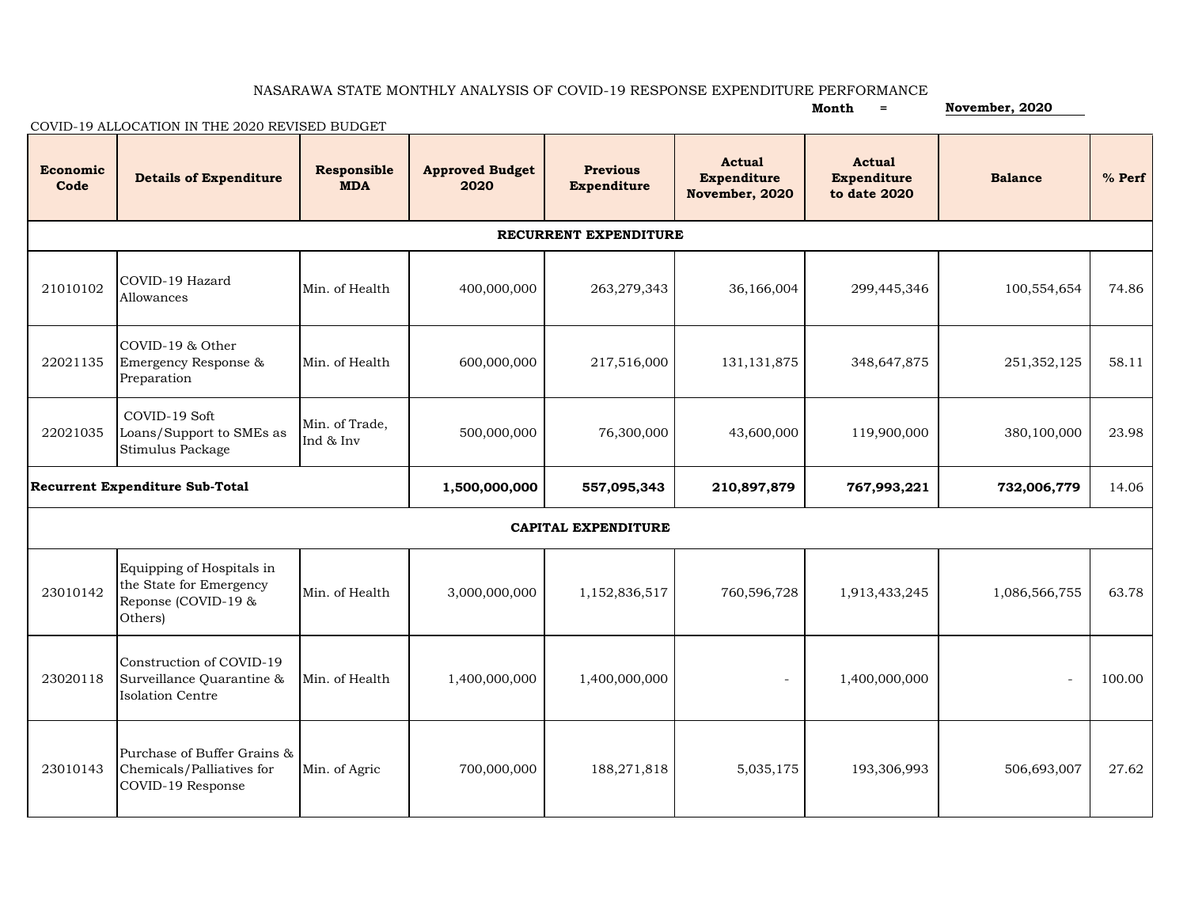NASARAWA STATE MONTHLY ANALYSIS OF COVID-19 RESPONSE EXPENDITURE PERFORMANCE

**Month = November, 2020**

COVID-19 ALLOCATION IN THE 2020 REVISED BUDGET

| Economic Code | Details of Expenditure | Responsible MDA | Approved Budget 2020 | Previous Expenditure | Actual Expenditure November, 2020 | Actual Expenditure to date 2020 | Balance | % Perf |
|---|---|---|---|---|---|---|---|---|
| **RECURRENT EXPENDITURE** | | | | | | | | |
| 21010102 | COVID-19 Hazard Allowances | Min. of Health | 400,000,000 | 263,279,343 | 36,166,004 | 299,445,346 | 100,554,654 | 74.86 |
| 22021135 | COVID-19 & Other Emergency Response & Preparation | Min. of Health | 600,000,000 | 217,516,000 | 131,131,875 | 348,647,875 | 251,352,125 | 58.11 |
| 22021035 | COVID-19 Soft Loans/Support to SMEs as Stimulus Package | Min. of Trade, Ind & Inv | 500,000,000 | 76,300,000 | 43,600,000 | 119,900,000 | 380,100,000 | 23.98 |
| **Recurrent Expenditure Sub-Total** | | | **1,500,000,000** | **557,095,343** | **210,897,879** | **767,993,221** | **732,006,779** | 14.06 |
| **CAPITAL EXPENDITURE** | | | | | | | | |
| 23010142 | Equipping of Hospitals in the State for Emergency Reponse (COVID-19 & Others) | Min. of Health | 3,000,000,000 | 1,152,836,517 | 760,596,728 | 1,913,433,245 | 1,086,566,755 | 63.78 |
| 23020118 | Construction of COVID-19 Surveillance Quarantine & Isolation Centre | Min. of Health | 1,400,000,000 | 1,400,000,000 | - | 1,400,000,000 | - | 100.00 |
| 23010143 | Purchase of Buffer Grains & Chemicals/Palliatives for COVID-19 Response | Min. of Agric | 700,000,000 | 188,271,818 | 5,035,175 | 193,306,993 | 506,693,007 | 27.62 |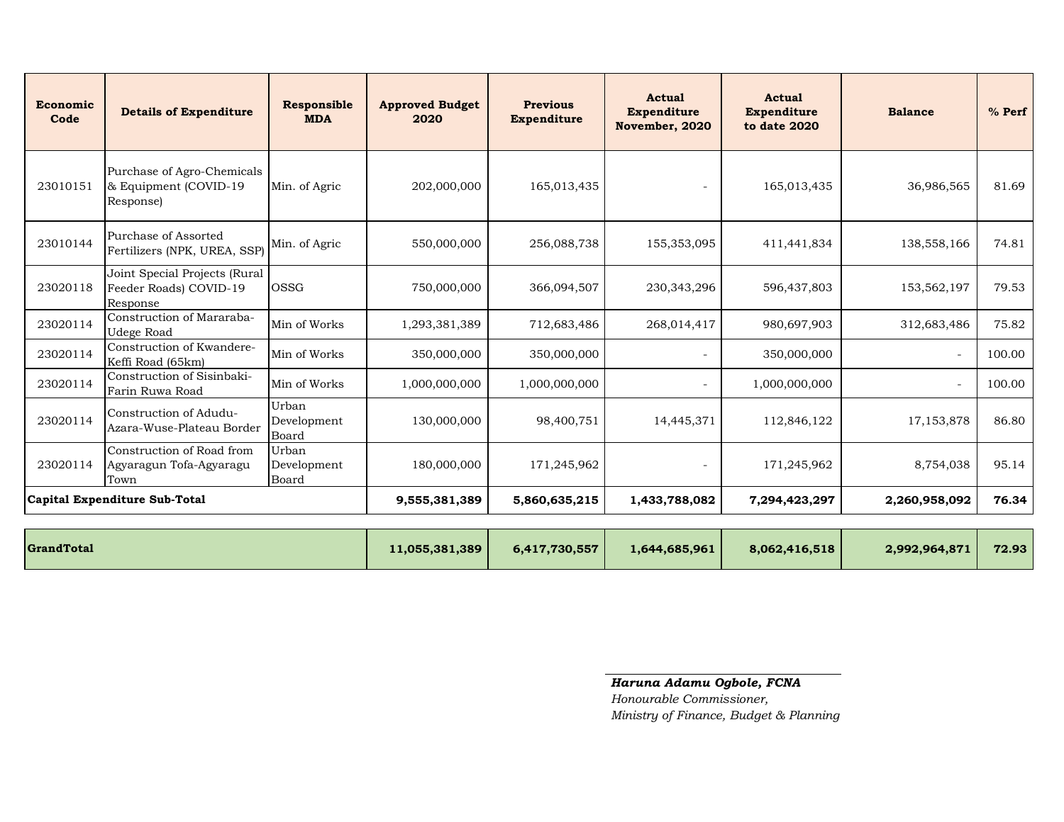| Economic Code | Details of Expenditure | Responsible MDA | Approved Budget 2020 | Previous Expenditure | Actual Expenditure November, 2020 | Actual Expenditure to date 2020 | Balance | % Perf |
|---|---|---|---|---|---|---|---|---|
| 23010151 | Purchase of Agro-Chemicals & Equipment (COVID-19 Response) | Min. of Agric | 202,000,000 | 165,013,435 | - | 165,013,435 | 36,986,565 | 81.69 |
| 23010144 | Purchase of Assorted Fertilizers (NPK, UREA, SSP) | Min. of Agric | 550,000,000 | 256,088,738 | 155,353,095 | 411,441,834 | 138,558,166 | 74.81 |
| 23020118 | Joint Special Projects (Rural Feeder Roads) COVID-19 Response | OSSG | 750,000,000 | 366,094,507 | 230,343,296 | 596,437,803 | 153,562,197 | 79.53 |
| 23020114 | Construction of Mararaba-Udege Road | Min of Works | 1,293,381,389 | 712,683,486 | 268,014,417 | 980,697,903 | 312,683,486 | 75.82 |
| 23020114 | Construction of Kwandere-Keffi Road (65km) | Min of Works | 350,000,000 | 350,000,000 | - | 350,000,000 | - | 100.00 |
| 23020114 | Construction of Sisinbaki-Farin Ruwa Road | Min of Works | 1,000,000,000 | 1,000,000,000 | - | 1,000,000,000 | - | 100.00 |
| 23020114 | Construction of Adudu-Azara-Wuse-Plateau Border | Urban Development Board | 130,000,000 | 98,400,751 | 14,445,371 | 112,846,122 | 17,153,878 | 86.80 |
| 23020114 | Construction of Road from Agyaragun Tofa-Agyaragu Town | Urban Development Board | 180,000,000 | 171,245,962 | - | 171,245,962 | 8,754,038 | 95.14 |
| **Capital Expenditure Sub-Total** | | | **9,555,381,389** | **5,860,635,215** | **1,433,788,082** | **7,294,423,297** | **2,260,958,092** | **76.34** |
| **GrandTotal** | | | **11,055,381,389** | **6,417,730,557** | **1,644,685,961** | **8,062,416,518** | **2,992,964,871** | **72.93** |

***Haruna Adamu Ogbole, FCNA***
*Honourable Commissioner,*
*Ministry of Finance, Budget & Planning*